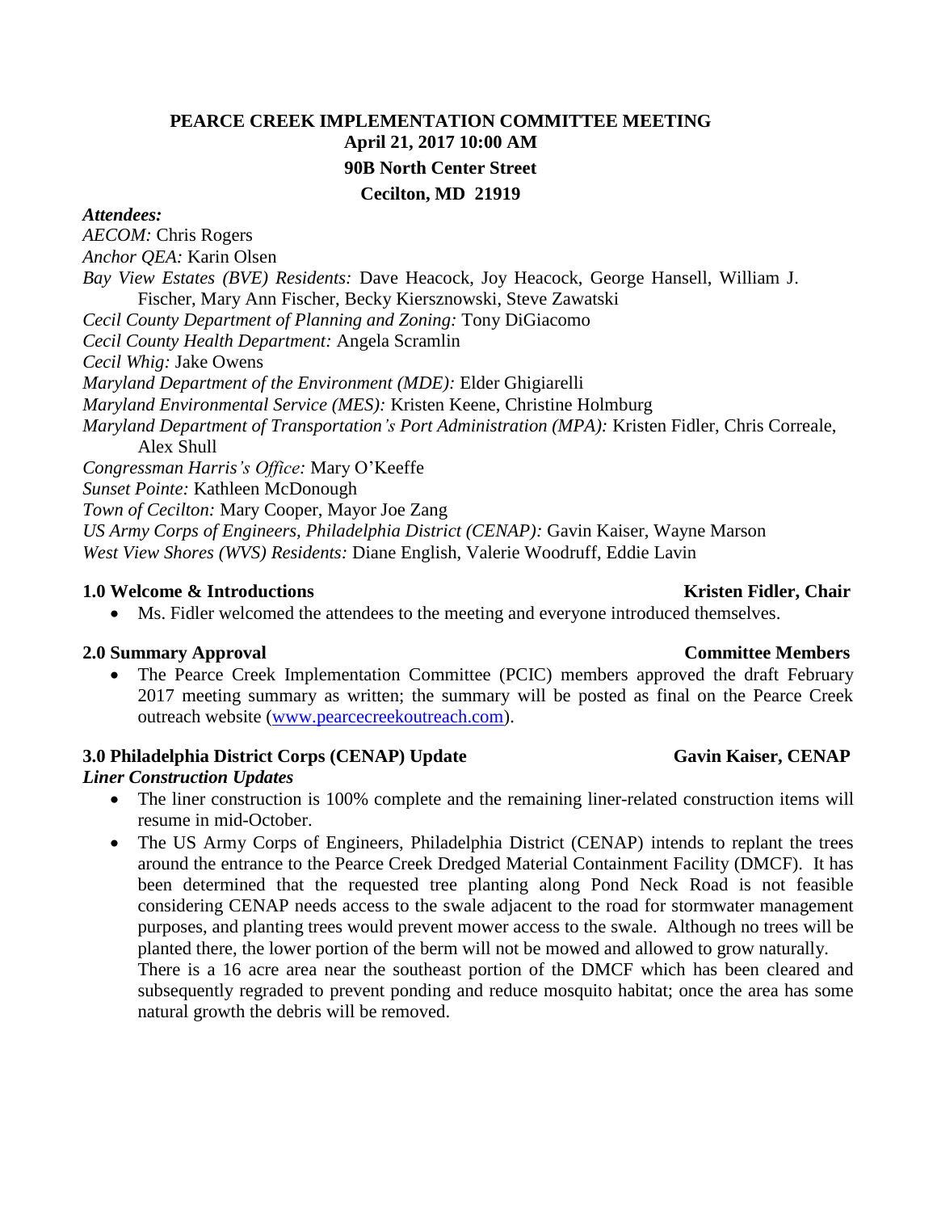# PEARCE CREEK IMPLEMENTATION COMMITTEE MEETING

**April 21, 2017 10:00 AM**

**90B North Center Street**

**Cecilton, MD 21919**

***Attendees:***

*AECOM:* Chris Rogers
*Anchor QEA:* Karin Olsen
*Bay View Estates (BVE) Residents:* Dave Heacock, Joy Heacock, George Hansell, William J. Fischer, Mary Ann Fischer, Becky Kiersznowski, Steve Zawatski
*Cecil County Department of Planning and Zoning:* Tony DiGiacomo
*Cecil County Health Department:* Angela Scramlin
*Cecil Whig:* Jake Owens
*Maryland Department of the Environment (MDE):* Elder Ghigiarelli
*Maryland Environmental Service (MES):* Kristen Keene, Christine Holmburg
*Maryland Department of Transportation's Port Administration (MPA):* Kristen Fidler, Chris Correale, Alex Shull
*Congressman Harris's Office:* Mary O'Keeffe
*Sunset Pointe:* Kathleen McDonough
*Town of Cecilton:* Mary Cooper, Mayor Joe Zang
*US Army Corps of Engineers, Philadelphia District (CENAP):* Gavin Kaiser, Wayne Marson
*West View Shores (WVS) Residents:* Diane English, Valerie Woodruff, Eddie Lavin

## 1.0 Welcome & Introductions — Kristen Fidler, Chair

- Ms. Fidler welcomed the attendees to the meeting and everyone introduced themselves.

## 2.0 Summary Approval — Committee Members

- The Pearce Creek Implementation Committee (PCIC) members approved the draft February 2017 meeting summary as written; the summary will be posted as final on the Pearce Creek outreach website (www.pearcecreekoutreach.com).

## 3.0 Philadelphia District Corps (CENAP) Update — Gavin Kaiser, CENAP

***Liner Construction Updates***

- The liner construction is 100% complete and the remaining liner-related construction items will resume in mid-October.
- The US Army Corps of Engineers, Philadelphia District (CENAP) intends to replant the trees around the entrance to the Pearce Creek Dredged Material Containment Facility (DMCF). It has been determined that the requested tree planting along Pond Neck Road is not feasible considering CENAP needs access to the swale adjacent to the road for stormwater management purposes, and planting trees would prevent mower access to the swale. Although no trees will be planted there, the lower portion of the berm will not be mowed and allowed to grow naturally.

  There is a 16 acre area near the southeast portion of the DMCF which has been cleared and subsequently regraded to prevent ponding and reduce mosquito habitat; once the area has some natural growth the debris will be removed.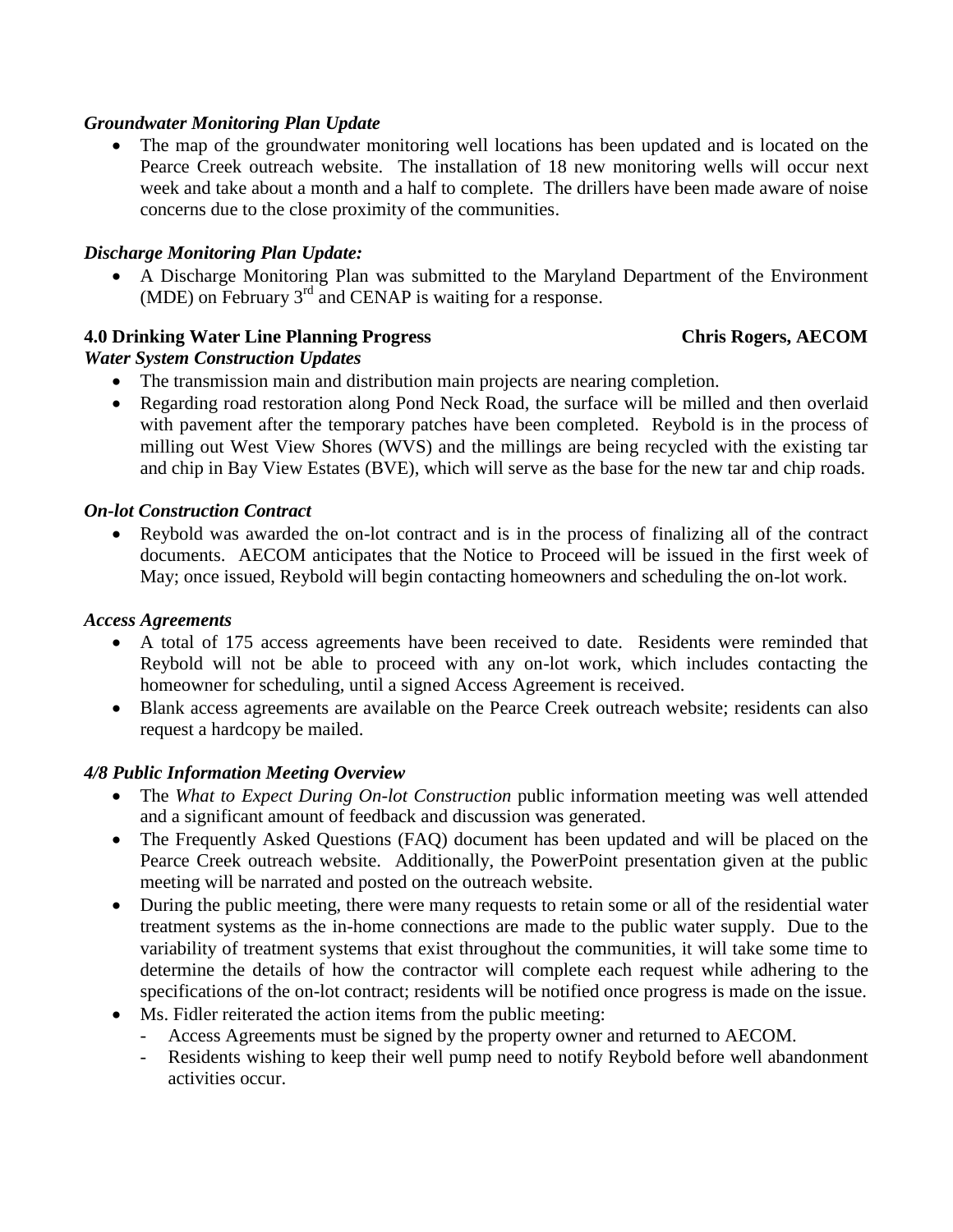***Groundwater Monitoring Plan Update***

- The map of the groundwater monitoring well locations has been updated and is located on the Pearce Creek outreach website. The installation of 18 new monitoring wells will occur next week and take about a month and a half to complete. The drillers have been made aware of noise concerns due to the close proximity of the communities.

***Discharge Monitoring Plan Update:***

- A Discharge Monitoring Plan was submitted to the Maryland Department of the Environment (MDE) on February 3rd and CENAP is waiting for a response.

**4.0 Drinking Water Line Planning Progress** **Chris Rogers, AECOM**

***Water System Construction Updates***

- The transmission main and distribution main projects are nearing completion.
- Regarding road restoration along Pond Neck Road, the surface will be milled and then overlaid with pavement after the temporary patches have been completed. Reybold is in the process of milling out West View Shores (WVS) and the millings are being recycled with the existing tar and chip in Bay View Estates (BVE), which will serve as the base for the new tar and chip roads.

***On-lot Construction Contract***

- Reybold was awarded the on-lot contract and is in the process of finalizing all of the contract documents. AECOM anticipates that the Notice to Proceed will be issued in the first week of May; once issued, Reybold will begin contacting homeowners and scheduling the on-lot work.

***Access Agreements***

- A total of 175 access agreements have been received to date. Residents were reminded that Reybold will not be able to proceed with any on-lot work, which includes contacting the homeowner for scheduling, until a signed Access Agreement is received.
- Blank access agreements are available on the Pearce Creek outreach website; residents can also request a hardcopy be mailed.

***4/8 Public Information Meeting Overview***

- The *What to Expect During On-lot Construction* public information meeting was well attended and a significant amount of feedback and discussion was generated.
- The Frequently Asked Questions (FAQ) document has been updated and will be placed on the Pearce Creek outreach website. Additionally, the PowerPoint presentation given at the public meeting will be narrated and posted on the outreach website.
- During the public meeting, there were many requests to retain some or all of the residential water treatment systems as the in-home connections are made to the public water supply. Due to the variability of treatment systems that exist throughout the communities, it will take some time to determine the details of how the contractor will complete each request while adhering to the specifications of the on-lot contract; residents will be notified once progress is made on the issue.
- Ms. Fidler reiterated the action items from the public meeting:
  - Access Agreements must be signed by the property owner and returned to AECOM.
  - Residents wishing to keep their well pump need to notify Reybold before well abandonment activities occur.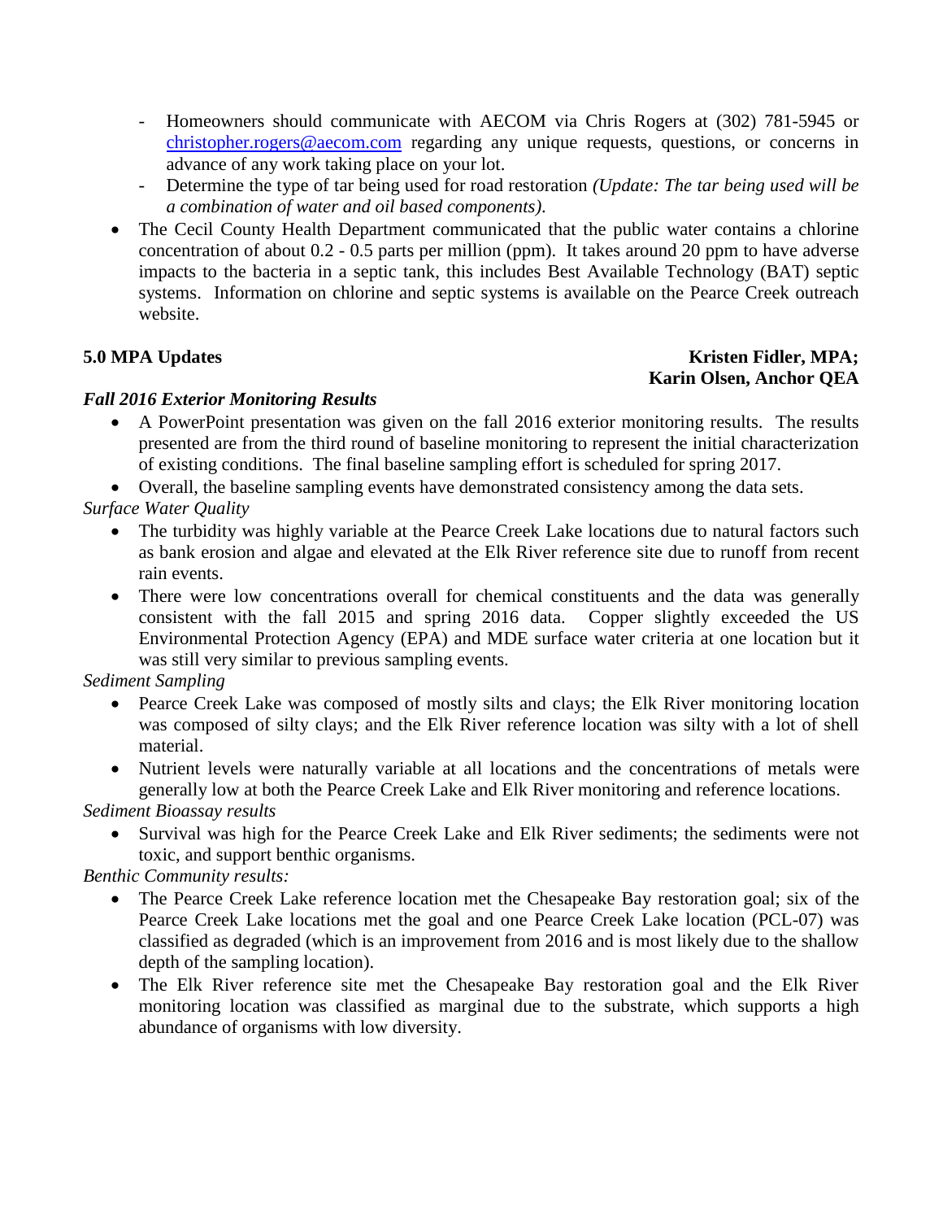- Homeowners should communicate with AECOM via Chris Rogers at (302) 781-5945 or christopher.rogers@aecom.com regarding any unique requests, questions, or concerns in advance of any work taking place on your lot.
- Determine the type of tar being used for road restoration *(Update: The tar being used will be a combination of water and oil based components)*.

- The Cecil County Health Department communicated that the public water contains a chlorine concentration of about 0.2 - 0.5 parts per million (ppm). It takes around 20 ppm to have adverse impacts to the bacteria in a septic tank, this includes Best Available Technology (BAT) septic systems. Information on chlorine and septic systems is available on the Pearce Creek outreach website.

**5.0 MPA Updates** **Kristen Fidler, MPA; Karin Olsen, Anchor QEA**

***Fall 2016 Exterior Monitoring Results***

- A PowerPoint presentation was given on the fall 2016 exterior monitoring results. The results presented are from the third round of baseline monitoring to represent the initial characterization of existing conditions. The final baseline sampling effort is scheduled for spring 2017.
- Overall, the baseline sampling events have demonstrated consistency among the data sets.

*Surface Water Quality*

- The turbidity was highly variable at the Pearce Creek Lake locations due to natural factors such as bank erosion and algae and elevated at the Elk River reference site due to runoff from recent rain events.
- There were low concentrations overall for chemical constituents and the data was generally consistent with the fall 2015 and spring 2016 data. Copper slightly exceeded the US Environmental Protection Agency (EPA) and MDE surface water criteria at one location but it was still very similar to previous sampling events.

*Sediment Sampling*

- Pearce Creek Lake was composed of mostly silts and clays; the Elk River monitoring location was composed of silty clays; and the Elk River reference location was silty with a lot of shell material.
- Nutrient levels were naturally variable at all locations and the concentrations of metals were generally low at both the Pearce Creek Lake and Elk River monitoring and reference locations.

*Sediment Bioassay results*

- Survival was high for the Pearce Creek Lake and Elk River sediments; the sediments were not toxic, and support benthic organisms.

*Benthic Community results:*

- The Pearce Creek Lake reference location met the Chesapeake Bay restoration goal; six of the Pearce Creek Lake locations met the goal and one Pearce Creek Lake location (PCL-07) was classified as degraded (which is an improvement from 2016 and is most likely due to the shallow depth of the sampling location).
- The Elk River reference site met the Chesapeake Bay restoration goal and the Elk River monitoring location was classified as marginal due to the substrate, which supports a high abundance of organisms with low diversity.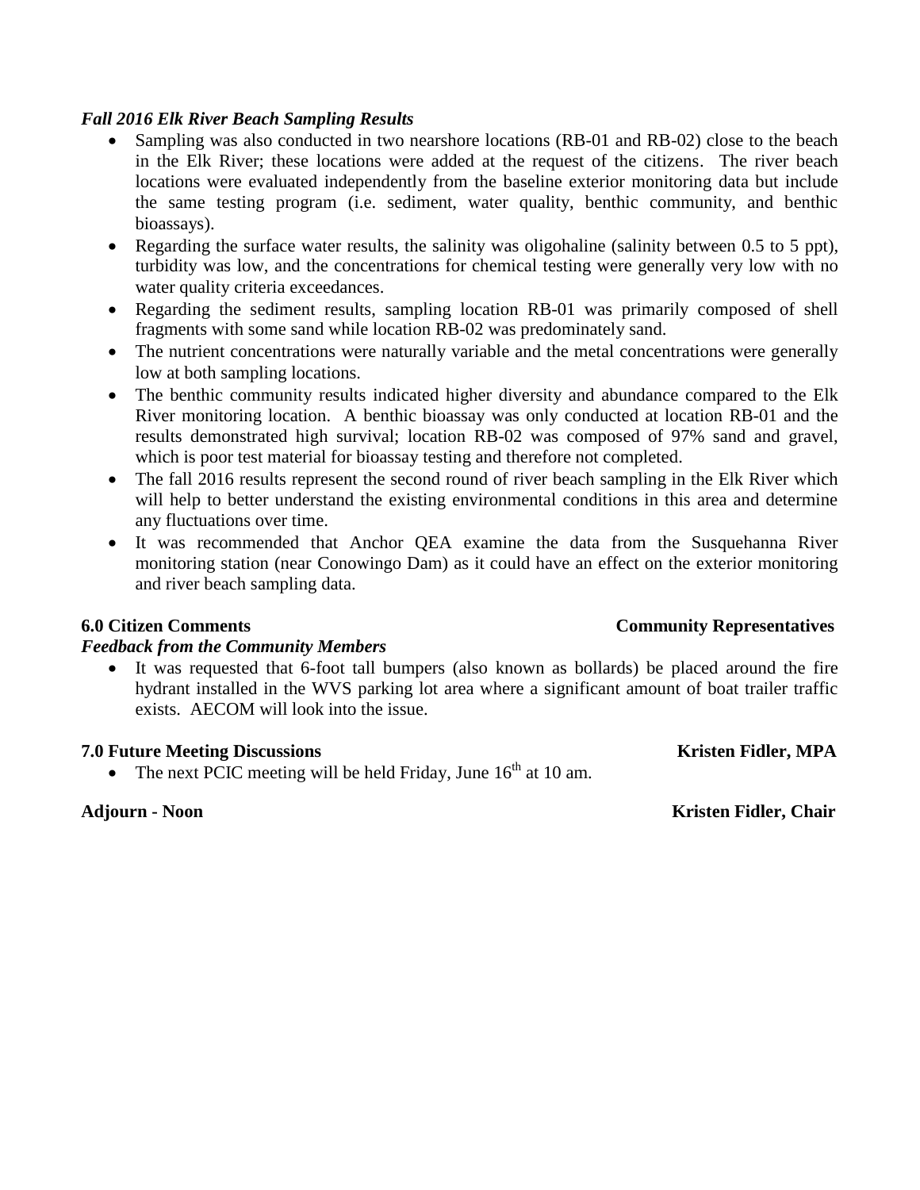***Fall 2016 Elk River Beach Sampling Results***

- Sampling was also conducted in two nearshore locations (RB-01 and RB-02) close to the beach in the Elk River; these locations were added at the request of the citizens. The river beach locations were evaluated independently from the baseline exterior monitoring data but include the same testing program (i.e. sediment, water quality, benthic community, and benthic bioassays).
- Regarding the surface water results, the salinity was oligohaline (salinity between 0.5 to 5 ppt), turbidity was low, and the concentrations for chemical testing were generally very low with no water quality criteria exceedances.
- Regarding the sediment results, sampling location RB-01 was primarily composed of shell fragments with some sand while location RB-02 was predominately sand.
- The nutrient concentrations were naturally variable and the metal concentrations were generally low at both sampling locations.
- The benthic community results indicated higher diversity and abundance compared to the Elk River monitoring location. A benthic bioassay was only conducted at location RB-01 and the results demonstrated high survival; location RB-02 was composed of 97% sand and gravel, which is poor test material for bioassay testing and therefore not completed.
- The fall 2016 results represent the second round of river beach sampling in the Elk River which will help to better understand the existing environmental conditions in this area and determine any fluctuations over time.
- It was recommended that Anchor QEA examine the data from the Susquehanna River monitoring station (near Conowingo Dam) as it could have an effect on the exterior monitoring and river beach sampling data.

**6.0 Citizen Comments** **Community Representatives**

***Feedback from the Community Members***

- It was requested that 6-foot tall bumpers (also known as bollards) be placed around the fire hydrant installed in the WVS parking lot area where a significant amount of boat trailer traffic exists. AECOM will look into the issue.

**7.0 Future Meeting Discussions** **Kristen Fidler, MPA**

- The next PCIC meeting will be held Friday, June 16th at 10 am.

**Adjourn - Noon** **Kristen Fidler, Chair**